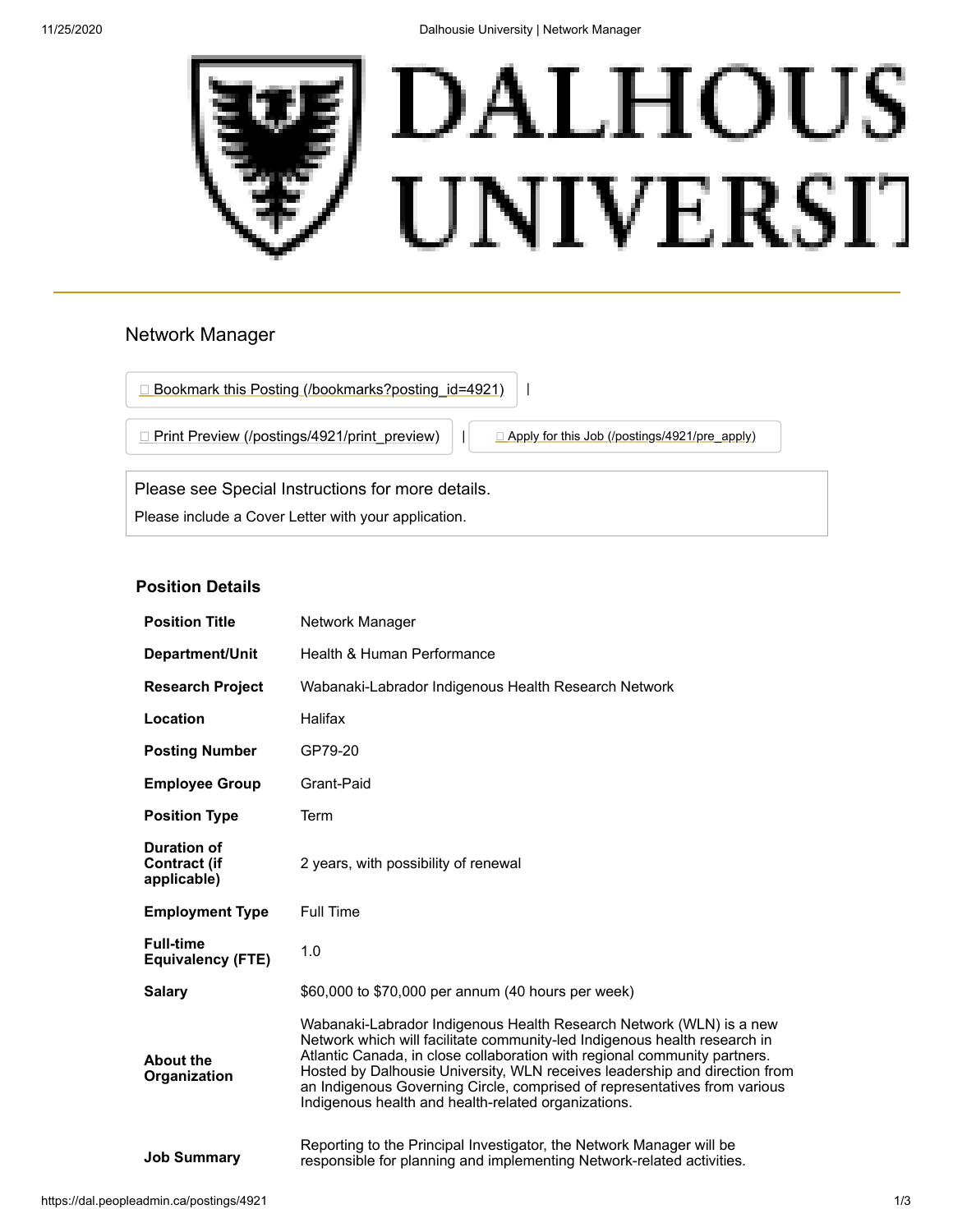# Network Manager

Bookmark this Posting (/bookmarks?posting_id=4921) |

Print Preview (/postings/4921/print_preview) | Apply for this Job (/postings/4921/pre_apply)

Please see Special Instructions for more details.

Please include a Cover Letter with your application.

## Position Details

| | |
|---|---|
| **Position Title** | Network Manager |
| **Department/Unit** | Health & Human Performance |
| **Research Project** | Wabanaki-Labrador Indigenous Health Research Network |
| **Location** | Halifax |
| **Posting Number** | GP79-20 |
| **Employee Group** | Grant-Paid |
| **Position Type** | Term |
| **Duration of Contract (if applicable)** | 2 years, with possibility of renewal |
| **Employment Type** | Full Time |
| **Full-time Equivalency (FTE)** | 1.0 |
| **Salary** | $60,000 to $70,000 per annum (40 hours per week) |
| **About the Organization** | Wabanaki-Labrador Indigenous Health Research Network (WLN) is a new Network which will facilitate community-led Indigenous health research in Atlantic Canada, in close collaboration with regional community partners. Hosted by Dalhousie University, WLN receives leadership and direction from an Indigenous Governing Circle, comprised of representatives from various Indigenous health and health-related organizations. |
| **Job Summary** | Reporting to the Principal Investigator, the Network Manager will be responsible for planning and implementing Network-related activities. |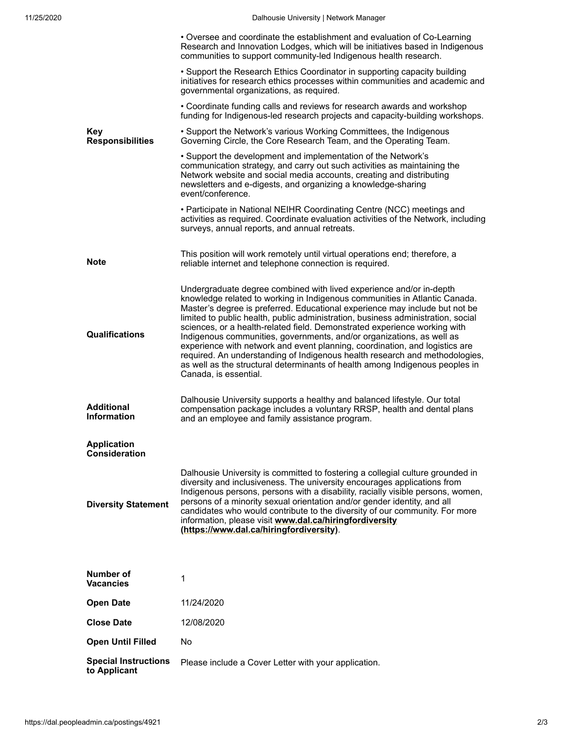**Key Responsibilities**

- Oversee and coordinate the establishment and evaluation of Co-Learning Research and Innovation Lodges, which will be initiatives based in Indigenous communities to support community-led Indigenous health research.
- Support the Research Ethics Coordinator in supporting capacity building initiatives for research ethics processes within communities and academic and governmental organizations, as required.
- Coordinate funding calls and reviews for research awards and workshop funding for Indigenous-led research projects and capacity-building workshops.
- Support the Network's various Working Committees, the Indigenous Governing Circle, the Core Research Team, and the Operating Team.
- Support the development and implementation of the Network's communication strategy, and carry out such activities as maintaining the Network website and social media accounts, creating and distributing newsletters and e-digests, and organizing a knowledge-sharing event/conference.
- Participate in National NEIHR Coordinating Centre (NCC) meetings and activities as required. Coordinate evaluation activities of the Network, including surveys, annual reports, and annual retreats.

**Note**

This position will work remotely until virtual operations end; therefore, a reliable internet and telephone connection is required.

**Qualifications**

Undergraduate degree combined with lived experience and/or in-depth knowledge related to working in Indigenous communities in Atlantic Canada. Master's degree is preferred. Educational experience may include but not be limited to public health, public administration, business administration, social sciences, or a health-related field. Demonstrated experience working with Indigenous communities, governments, and/or organizations, as well as experience with network and event planning, coordination, and logistics are required. An understanding of Indigenous health research and methodologies, as well as the structural determinants of health among Indigenous peoples in Canada, is essential.

**Additional Information**

Dalhousie University supports a healthy and balanced lifestyle. Our total compensation package includes a voluntary RRSP, health and dental plans and an employee and family assistance program.

**Application Consideration**

**Diversity Statement**

Dalhousie University is committed to fostering a collegial culture grounded in diversity and inclusiveness. The university encourages applications from Indigenous persons, persons with a disability, racially visible persons, women, persons of a minority sexual orientation and/or gender identity, and all candidates who would contribute to the diversity of our community. For more information, please visit **www.dal.ca/hiringfordiversity (https://www.dal.ca/hiringfordiversity)**.

| | |
|---|---|
| **Number of Vacancies** | 1 |
| **Open Date** | 11/24/2020 |
| **Close Date** | 12/08/2020 |
| **Open Until Filled** | No |
| **Special Instructions to Applicant** | Please include a Cover Letter with your application. |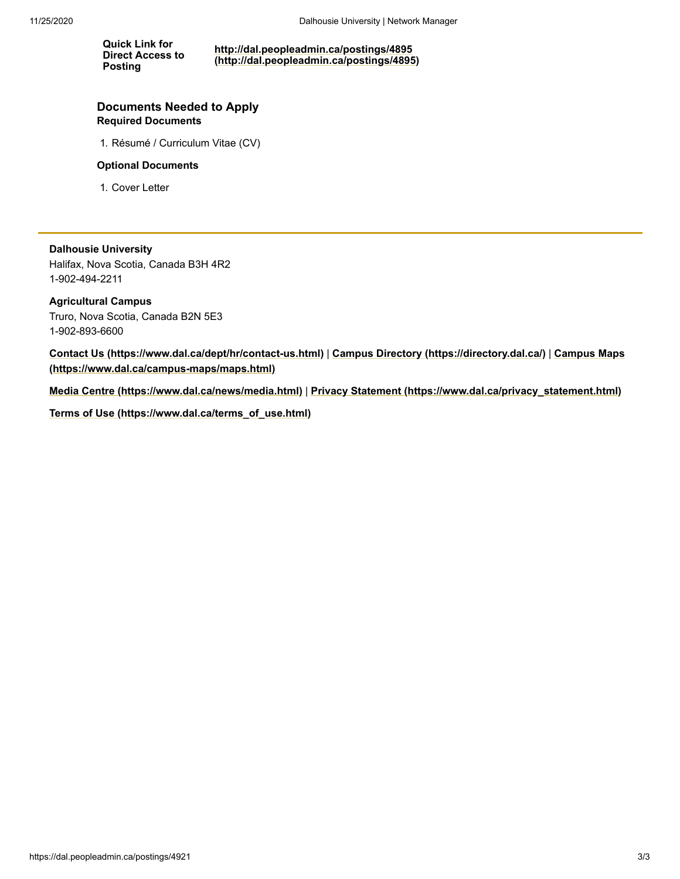| | |
|---|---|
| **Quick Link for Direct Access to Posting** | **http://dal.peopleadmin.ca/postings/4895 (http://dal.peopleadmin.ca/postings/4895)** |

## Documents Needed to Apply

**Required Documents**

1. Résumé / Curriculum Vitae (CV)

**Optional Documents**

1. Cover Letter

---

**Dalhousie University**
Halifax, Nova Scotia, Canada B3H 4R2
1-902-494-2211

**Agricultural Campus**
Truro, Nova Scotia, Canada B2N 5E3
1-902-893-6600

**Contact Us (https://www.dal.ca/dept/hr/contact-us.html)** | **Campus Directory (https://directory.dal.ca/)** | **Campus Maps (https://www.dal.ca/campus-maps/maps.html)**

**Media Centre (https://www.dal.ca/news/media.html)** | **Privacy Statement (https://www.dal.ca/privacy_statement.html)**

**Terms of Use (https://www.dal.ca/terms_of_use.html)**